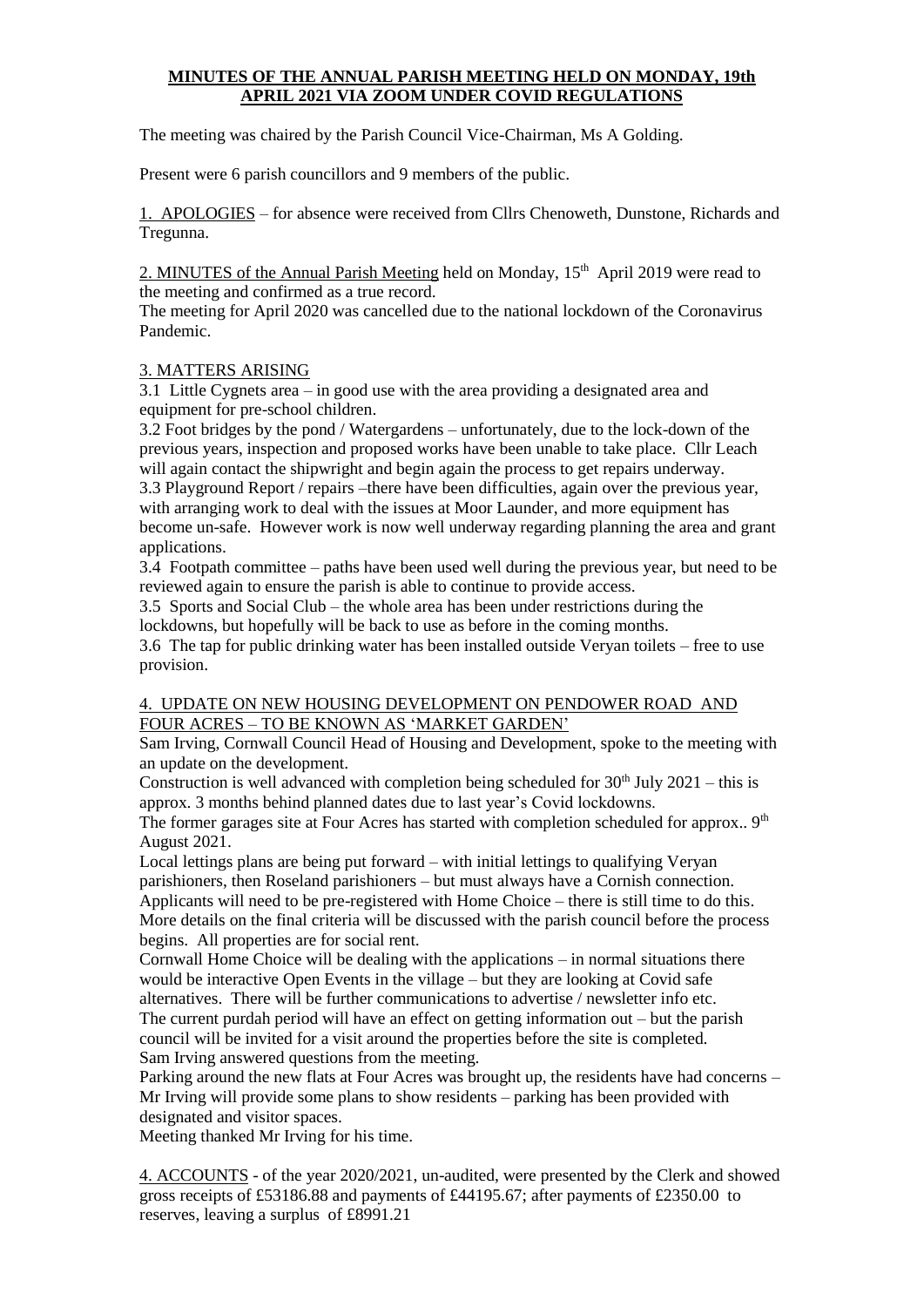**MINUTES OF THE ANNUAL PARISH MEETING HELD ON MONDAY, 19th APRIL 2021 VIA ZOOM UNDER COVID REGULATIONS**

The meeting was chaired by the Parish Council Vice-Chairman, Ms A Golding.

Present were 6 parish councillors and 9 members of the public.

1. APOLOGIES – for absence were received from Cllrs Chenoweth, Dunstone, Richards and Tregunna.

2. MINUTES of the Annual Parish Meeting held on Monday, 15th April 2019 were read to the meeting and confirmed as a true record.
The meeting for April 2020 was cancelled due to the national lockdown of the Coronavirus Pandemic.

3. MATTERS ARISING

3.1 Little Cygnets area – in good use with the area providing a designated area and equipment for pre-school children.

3.2 Foot bridges by the pond / Watergardens – unfortunately, due to the lock-down of the previous years, inspection and proposed works have been unable to take place. Cllr Leach will again contact the shipwright and begin again the process to get repairs underway.

3.3 Playground Report / repairs –there have been difficulties, again over the previous year, with arranging work to deal with the issues at Moor Launder, and more equipment has become un-safe. However work is now well underway regarding planning the area and grant applications.

3.4 Footpath committee – paths have been used well during the previous year, but need to be reviewed again to ensure the parish is able to continue to provide access.

3.5 Sports and Social Club – the whole area has been under restrictions during the lockdowns, but hopefully will be back to use as before in the coming months.

3.6 The tap for public drinking water has been installed outside Veryan toilets – free to use provision.

4. UPDATE ON NEW HOUSING DEVELOPMENT ON PENDOWER ROAD AND FOUR ACRES – TO BE KNOWN AS 'MARKET GARDEN'

Sam Irving, Cornwall Council Head of Housing and Development, spoke to the meeting with an update on the development.

Construction is well advanced with completion being scheduled for 30th July 2021 – this is approx. 3 months behind planned dates due to last year's Covid lockdowns.

The former garages site at Four Acres has started with completion scheduled for approx.. 9th August 2021.

Local lettings plans are being put forward – with initial lettings to qualifying Veryan parishioners, then Roseland parishioners – but must always have a Cornish connection.

Applicants will need to be pre-registered with Home Choice – there is still time to do this. More details on the final criteria will be discussed with the parish council before the process begins. All properties are for social rent.

Cornwall Home Choice will be dealing with the applications – in normal situations there would be interactive Open Events in the village – but they are looking at Covid safe alternatives. There will be further communications to advertise / newsletter info etc.

The current purdah period will have an effect on getting information out – but the parish council will be invited for a visit around the properties before the site is completed.

Sam Irving answered questions from the meeting.

Parking around the new flats at Four Acres was brought up, the residents have had concerns – Mr Irving will provide some plans to show residents – parking has been provided with designated and visitor spaces.

Meeting thanked Mr Irving for his time.

4. ACCOUNTS - of the year 2020/2021, un-audited, were presented by the Clerk and showed gross receipts of £53186.88 and payments of £44195.67; after payments of £2350.00 to reserves, leaving a surplus of £8991.21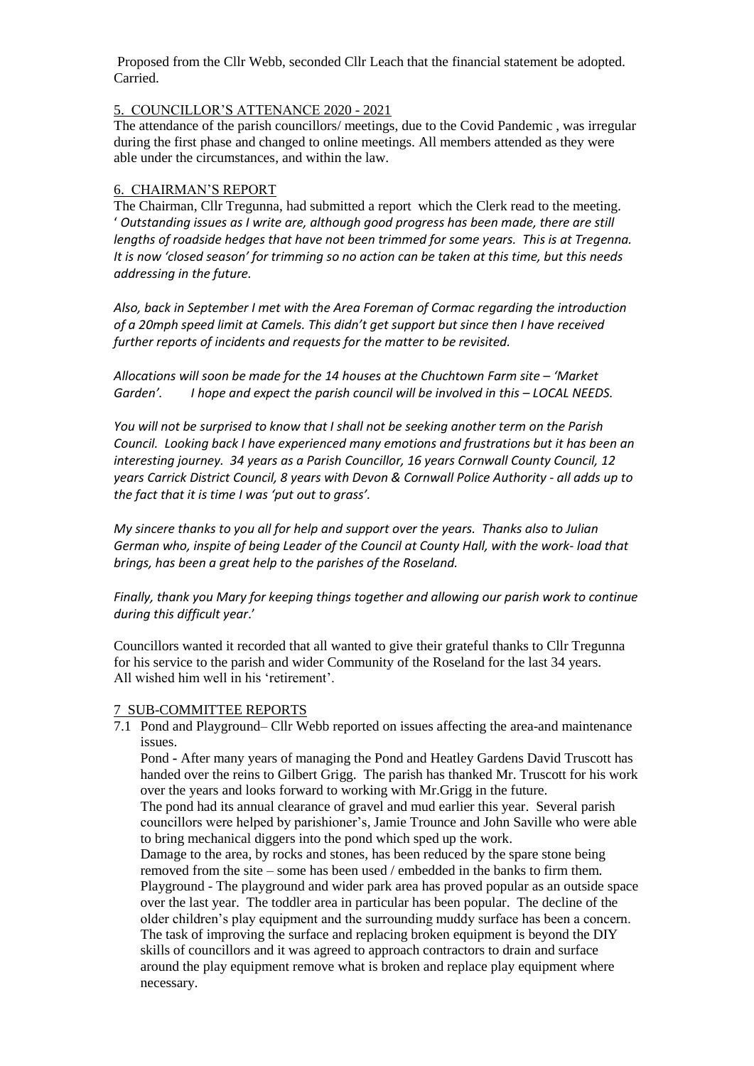Proposed from the Cllr Webb, seconded Cllr Leach that the financial statement be adopted. Carried.

## 5. COUNCILLOR'S ATTENANCE 2020 - 2021

The attendance of the parish councillors/ meetings, due to the Covid Pandemic , was irregular during the first phase and changed to online meetings. All members attended as they were able under the circumstances, and within the law.

## 6. CHAIRMAN'S REPORT

The Chairman, Cllr Tregunna, had submitted a report which the Clerk read to the meeting.

' *Outstanding issues as I write are, although good progress has been made, there are still lengths of roadside hedges that have not been trimmed for some years. This is at Tregenna. It is now 'closed season' for trimming so no action can be taken at this time, but this needs addressing in the future.*

*Also, back in September I met with the Area Foreman of Cormac regarding the introduction of a 20mph speed limit at Camels. This didn't get support but since then I have received further reports of incidents and requests for the matter to be revisited.*

*Allocations will soon be made for the 14 houses at the Chuchtown Farm site – 'Market Garden'. I hope and expect the parish council will be involved in this – LOCAL NEEDS.*

*You will not be surprised to know that I shall not be seeking another term on the Parish Council. Looking back I have experienced many emotions and frustrations but it has been an interesting journey. 34 years as a Parish Councillor, 16 years Cornwall County Council, 12 years Carrick District Council, 8 years with Devon & Cornwall Police Authority - all adds up to the fact that it is time I was 'put out to grass'.*

*My sincere thanks to you all for help and support over the years. Thanks also to Julian German who, inspite of being Leader of the Council at County Hall, with the work- load that brings, has been a great help to the parishes of the Roseland.*

*Finally, thank you Mary for keeping things together and allowing our parish work to continue during this difficult year*.'

Councillors wanted it recorded that all wanted to give their grateful thanks to Cllr Tregunna for his service to the parish and wider Community of the Roseland for the last 34 years. All wished him well in his 'retirement'.

## 7 SUB-COMMITTEE REPORTS

7.1 Pond and Playground– Cllr Webb reported on issues affecting the area-and maintenance issues.

Pond **-** After many years of managing the Pond and Heatley Gardens David Truscott has handed over the reins to Gilbert Grigg. The parish has thanked Mr. Truscott for his work over the years and looks forward to working with Mr.Grigg in the future.

The pond had its annual clearance of gravel and mud earlier this year. Several parish councillors were helped by parishioner's, Jamie Trounce and John Saville who were able to bring mechanical diggers into the pond which sped up the work.

Damage to the area, by rocks and stones, has been reduced by the spare stone being removed from the site – some has been used / embedded in the banks to firm them.

Playground - The playground and wider park area has proved popular as an outside space over the last year. The toddler area in particular has been popular. The decline of the older children's play equipment and the surrounding muddy surface has been a concern. The task of improving the surface and replacing broken equipment is beyond the DIY skills of councillors and it was agreed to approach contractors to drain and surface around the play equipment remove what is broken and replace play equipment where necessary.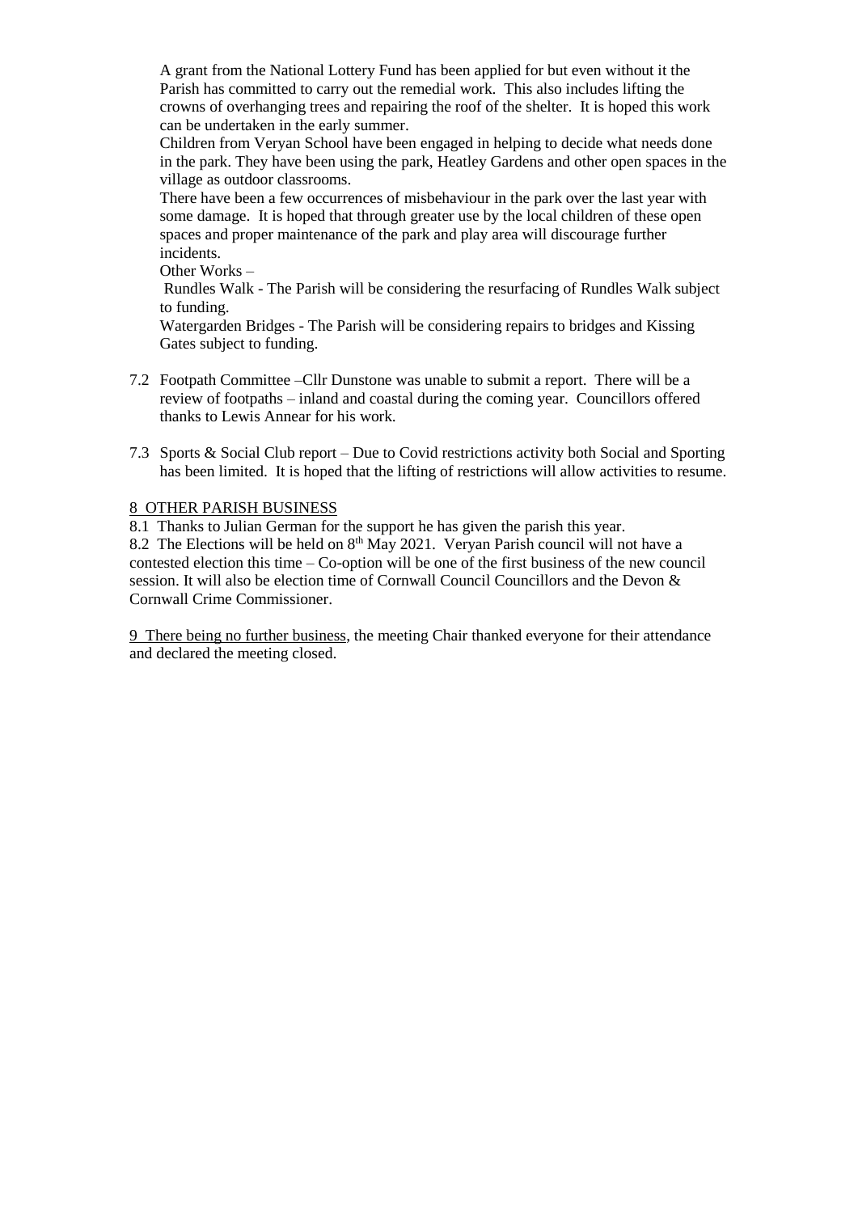A grant from the National Lottery Fund has been applied for but even without it the Parish has committed to carry out the remedial work. This also includes lifting the crowns of overhanging trees and repairing the roof of the shelter. It is hoped this work can be undertaken in the early summer.

Children from Veryan School have been engaged in helping to decide what needs done in the park. They have been using the park, Heatley Gardens and other open spaces in the village as outdoor classrooms.

There have been a few occurrences of misbehaviour in the park over the last year with some damage. It is hoped that through greater use by the local children of these open spaces and proper maintenance of the park and play area will discourage further incidents.

Other Works –

Rundles Walk - The Parish will be considering the resurfacing of Rundles Walk subject to funding.

Watergarden Bridges - The Parish will be considering repairs to bridges and Kissing Gates subject to funding.

7.2 Footpath Committee –Cllr Dunstone was unable to submit a report. There will be a review of footpaths – inland and coastal during the coming year. Councillors offered thanks to Lewis Annear for his work.

7.3 Sports & Social Club report – Due to Covid restrictions activity both Social and Sporting has been limited. It is hoped that the lifting of restrictions will allow activities to resume.

8 OTHER PARISH BUSINESS

8.1 Thanks to Julian German for the support he has given the parish this year.

8.2 The Elections will be held on 8th May 2021. Veryan Parish council will not have a contested election this time – Co-option will be one of the first business of the new council session. It will also be election time of Cornwall Council Councillors and the Devon & Cornwall Crime Commissioner.

9 There being no further business, the meeting Chair thanked everyone for their attendance and declared the meeting closed.